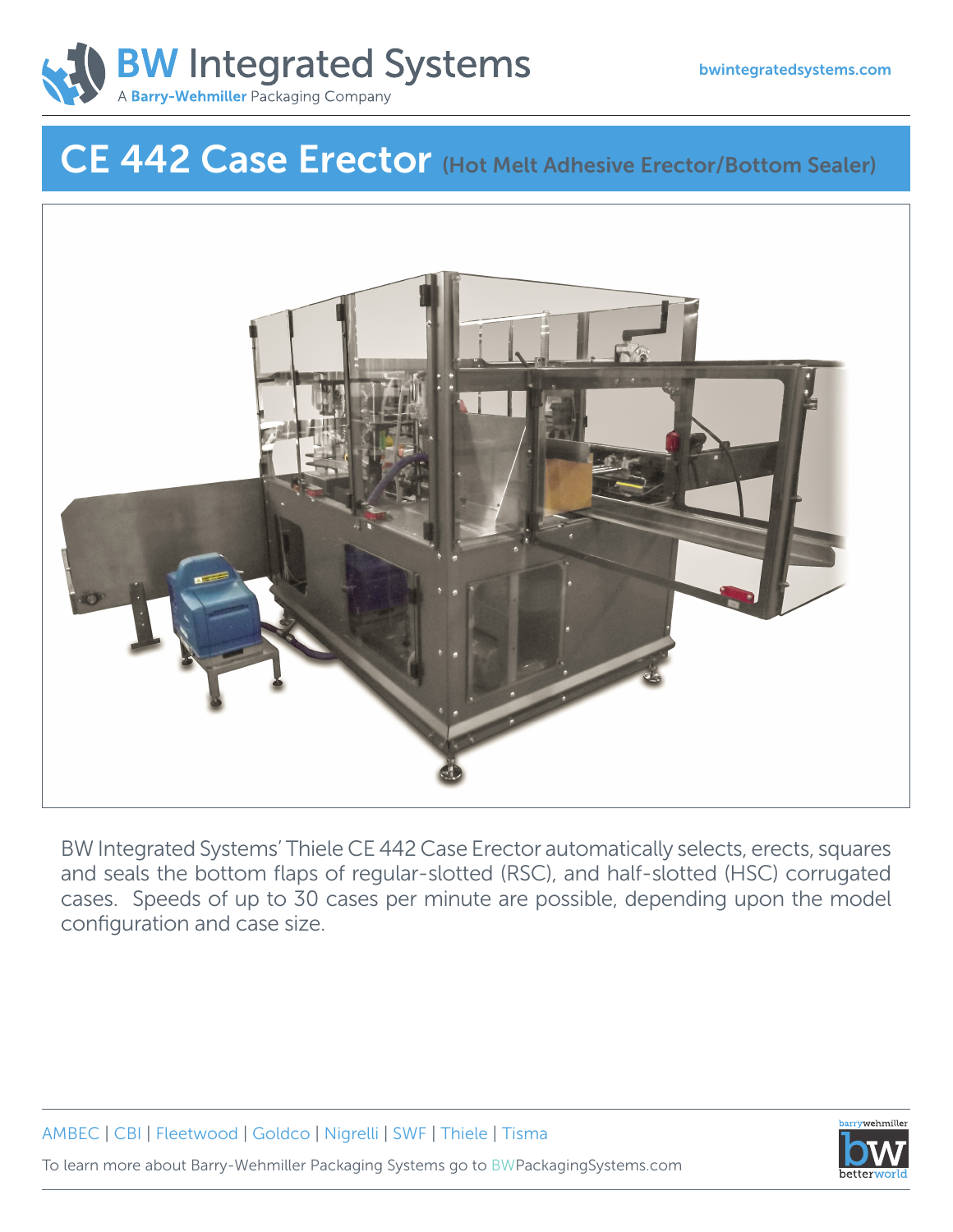BW Integrated Systems

A Barry-Wehmiller Packaging Company

bwintegratedsystems.com

# CE 442 Case Erector (Hot Melt Adhesive Erector/Bottom Sealer)

BW Integrated Systems' Thiele CE 442 Case Erector automatically selects, erects, squares and seals the bottom flaps of regular-slotted (RSC), and half-slotted (HSC) corrugated cases. Speeds of up to 30 cases per minute are possible, depending upon the model configuration and case size.

AMBEC | CBI | Fleetwood | Goldco | Nigrelli | SWF | Thiele | Tisma

To learn more about Barry-Wehmiller Packaging Systems go to BWPackagingSystems.com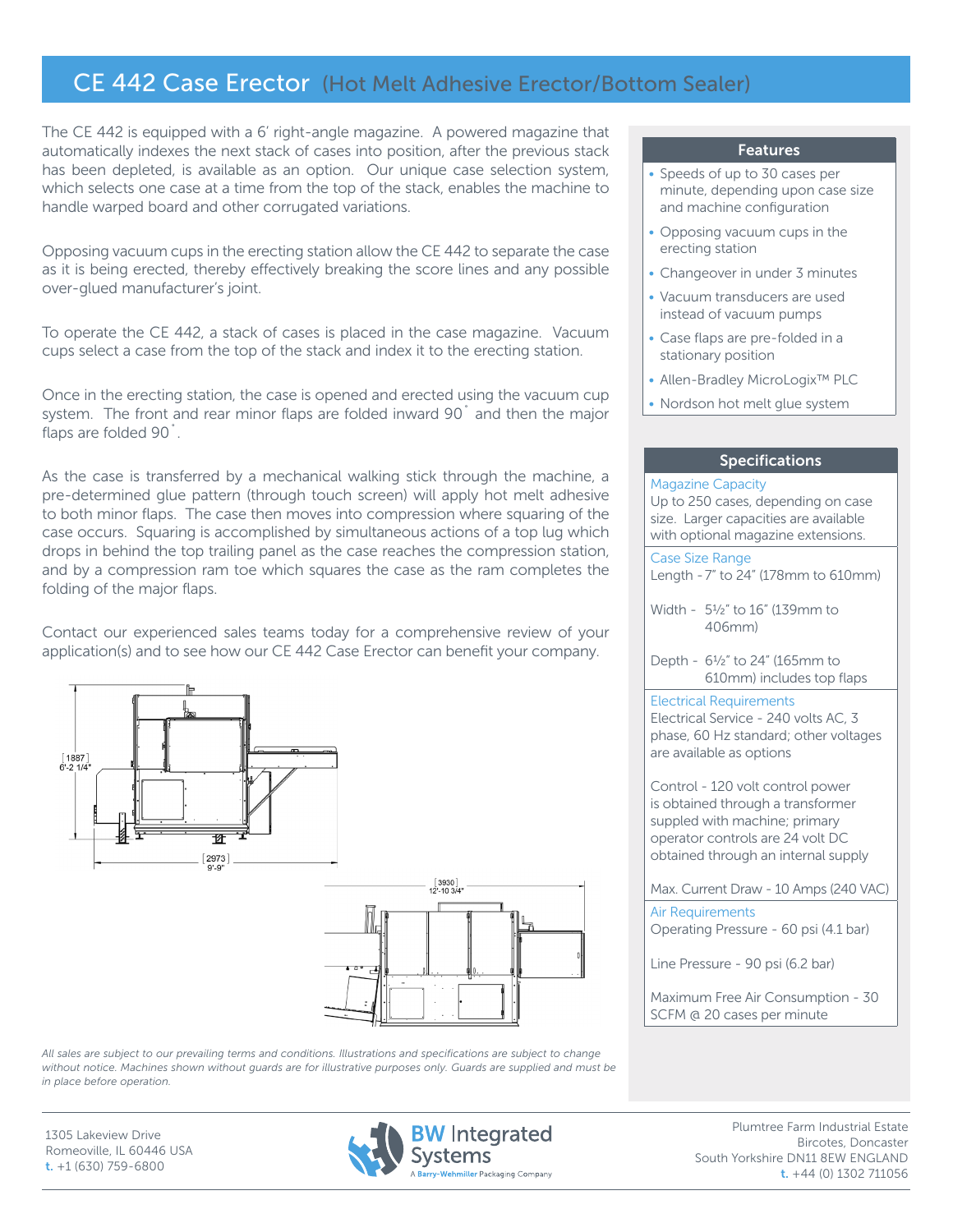# CE 442 Case Erector (Hot Melt Adhesive Erector/Bottom Sealer)

The CE 442 is equipped with a 6' right-angle magazine. A powered magazine that automatically indexes the next stack of cases into position, after the previous stack has been depleted, is available as an option. Our unique case selection system, which selects one case at a time from the top of the stack, enables the machine to handle warped board and other corrugated variations.

Opposing vacuum cups in the erecting station allow the CE 442 to separate the case as it is being erected, thereby effectively breaking the score lines and any possible over-glued manufacturer's joint.

To operate the CE 442, a stack of cases is placed in the case magazine. Vacuum cups select a case from the top of the stack and index it to the erecting station.

Once in the erecting station, the case is opened and erected using the vacuum cup system. The front and rear minor flaps are folded inward 90˚ and then the major flaps are folded 90˚.

As the case is transferred by a mechanical walking stick through the machine, a pre-determined glue pattern (through touch screen) will apply hot melt adhesive to both minor flaps. The case then moves into compression where squaring of the case occurs. Squaring is accomplished by simultaneous actions of a top lug which drops in behind the top trailing panel as the case reaches the compression station, and by a compression ram toe which squares the case as the ram completes the folding of the major flaps.

Contact our experienced sales teams today for a comprehensive review of your application(s) and to see how our CE 442 Case Erector can benefit your company.

[1887]
6'-2 1/4"

[2973]
9'-9"

[3930]
12'-10 3/4"

*All sales are subject to our prevailing terms and conditions. Illustrations and specifications are subject to change without notice. Machines shown without guards are for illustrative purposes only. Guards are supplied and must be in place before operation.*

## Features

- Speeds of up to 30 cases per minute, depending upon case size and machine configuration
- Opposing vacuum cups in the erecting station
- Changeover in under 3 minutes
- Vacuum transducers are used instead of vacuum pumps
- Case flaps are pre-folded in a stationary position
- Allen-Bradley MicroLogix™ PLC
- Nordson hot melt glue system

## Specifications

**Magazine Capacity**

Up to 250 cases, depending on case size. Larger capacities are available with optional magazine extensions.

**Case Size Range**

Length - 7" to 24" (178mm to 610mm)

Width - 5½" to 16" (139mm to 406mm)

Depth - 6½" to 24" (165mm to 610mm) includes top flaps

**Electrical Requirements**

Electrical Service - 240 volts AC, 3 phase, 60 Hz standard; other voltages are available as options

Control - 120 volt control power is obtained through a transformer suppled with machine; primary operator controls are 24 volt DC obtained through an internal supply

Max. Current Draw - 10 Amps (240 VAC)

**Air Requirements**

Operating Pressure - 60 psi (4.1 bar)

Line Pressure - 90 psi (6.2 bar)

Maximum Free Air Consumption - 30 SCFM @ 20 cases per minute

1305 Lakeview Drive
Romeoville, IL 60446 USA
t. +1 (630) 759-6800

BW Integrated Systems
A Barry-Wehmiller Packaging Company

Plumtree Farm Industrial Estate
Bircotes, Doncaster
South Yorkshire DN11 8EW ENGLAND
t. +44 (0) 1302 711056